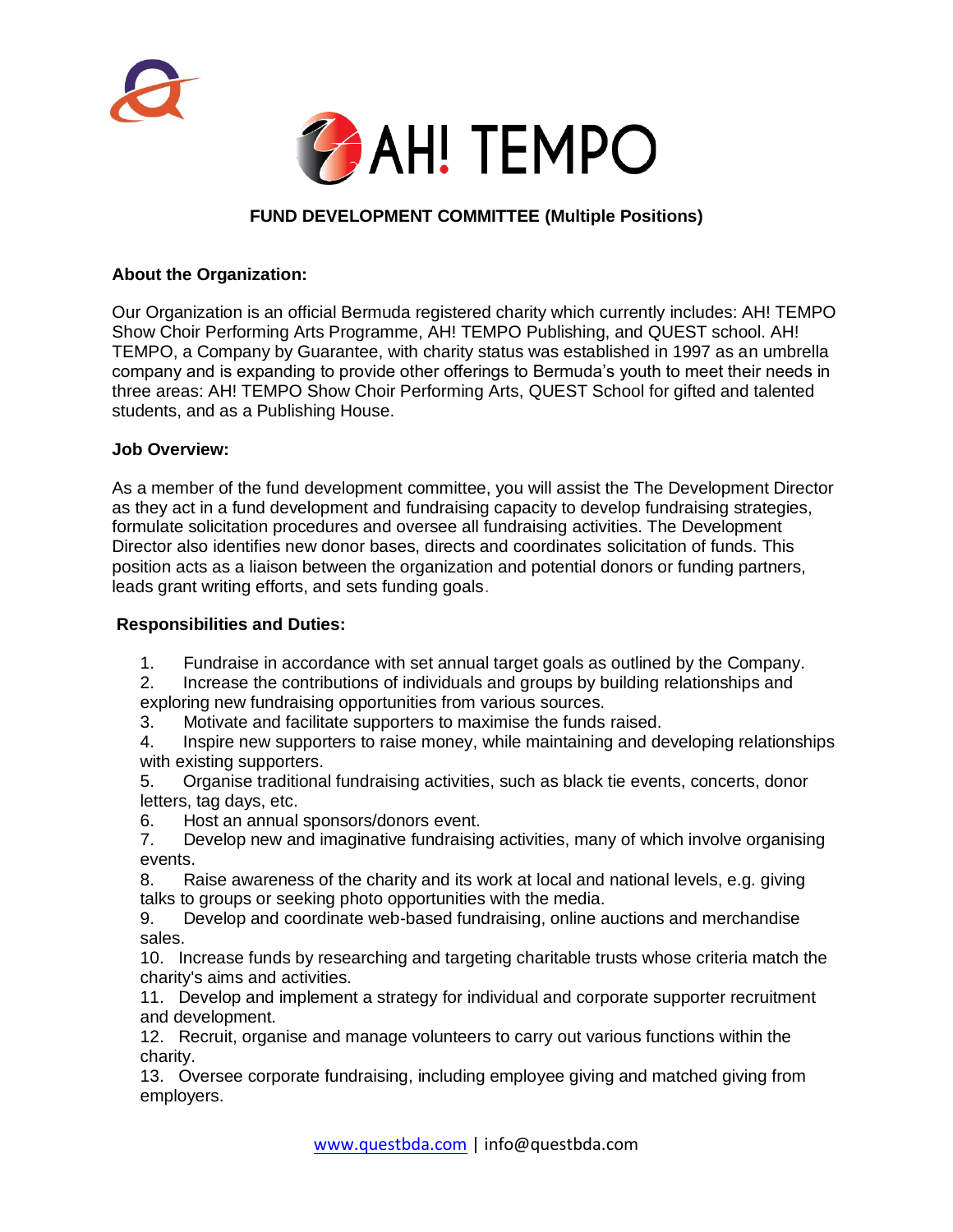# AH! TEMPO

## FUND DEVELOPMENT COMMITTEE (Multiple Positions)

**About the Organization:**

Our Organization is an official Bermuda registered charity which currently includes: AH! TEMPO Show Choir Performing Arts Programme, AH! TEMPO Publishing, and QUEST school. AH! TEMPO, a Company by Guarantee, with charity status was established in 1997 as an umbrella company and is expanding to provide other offerings to Bermuda's youth to meet their needs in three areas: AH! TEMPO Show Choir Performing Arts, QUEST School for gifted and talented students, and as a Publishing House.

**Job Overview:**

As a member of the fund development committee, you will assist the The Development Director as they act in a fund development and fundraising capacity to develop fundraising strategies, formulate solicitation procedures and oversee all fundraising activities. The Development Director also identifies new donor bases, directs and coordinates solicitation of funds. This position acts as a liaison between the organization and potential donors or funding partners, leads grant writing efforts, and sets funding goals.

**Responsibilities and Duties:**

1. Fundraise in accordance with set annual target goals as outlined by the Company.
2. Increase the contributions of individuals and groups by building relationships and exploring new fundraising opportunities from various sources.
3. Motivate and facilitate supporters to maximise the funds raised.
4. Inspire new supporters to raise money, while maintaining and developing relationships with existing supporters.
5. Organise traditional fundraising activities, such as black tie events, concerts, donor letters, tag days, etc.
6. Host an annual sponsors/donors event.
7. Develop new and imaginative fundraising activities, many of which involve organising events.
8. Raise awareness of the charity and its work at local and national levels, e.g. giving talks to groups or seeking photo opportunities with the media.
9. Develop and coordinate web-based fundraising, online auctions and merchandise sales.
10. Increase funds by researching and targeting charitable trusts whose criteria match the charity's aims and activities.
11. Develop and implement a strategy for individual and corporate supporter recruitment and development.
12. Recruit, organise and manage volunteers to carry out various functions within the charity.
13. Oversee corporate fundraising, including employee giving and matched giving from employers.

www.questbda.com | info@questbda.com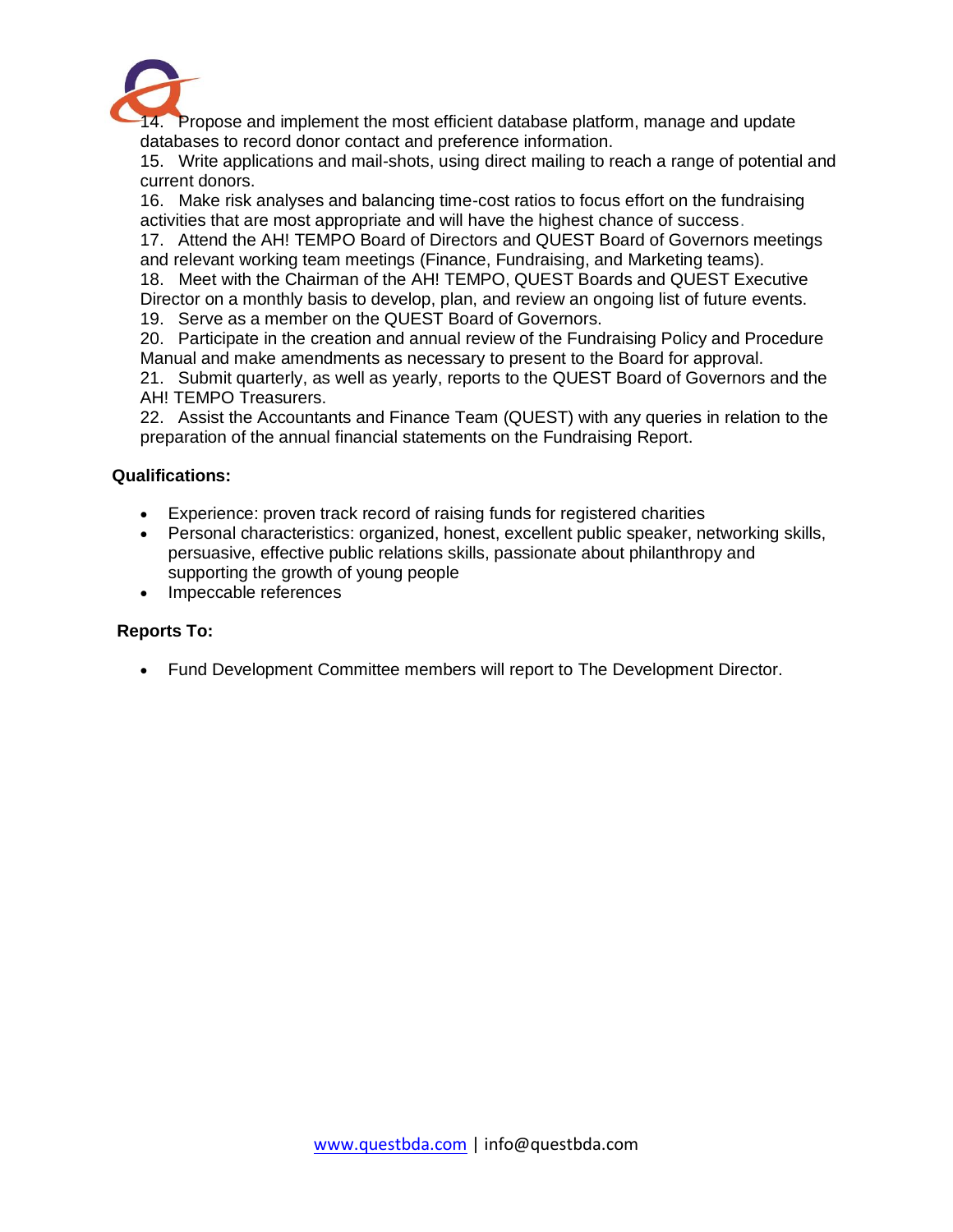14. Propose and implement the most efficient database platform, manage and update databases to record donor contact and preference information.
15. Write applications and mail-shots, using direct mailing to reach a range of potential and current donors.
16. Make risk analyses and balancing time-cost ratios to focus effort on the fundraising activities that are most appropriate and will have the highest chance of success.
17. Attend the AH! TEMPO Board of Directors and QUEST Board of Governors meetings and relevant working team meetings (Finance, Fundraising, and Marketing teams).
18. Meet with the Chairman of the AH! TEMPO, QUEST Boards and QUEST Executive Director on a monthly basis to develop, plan, and review an ongoing list of future events.
19. Serve as a member on the QUEST Board of Governors.
20. Participate in the creation and annual review of the Fundraising Policy and Procedure Manual and make amendments as necessary to present to the Board for approval.
21. Submit quarterly, as well as yearly, reports to the QUEST Board of Governors and the AH! TEMPO Treasurers.
22. Assist the Accountants and Finance Team (QUEST) with any queries in relation to the preparation of the annual financial statements on the Fundraising Report.

**Qualifications:**

- Experience: proven track record of raising funds for registered charities
- Personal characteristics: organized, honest, excellent public speaker, networking skills, persuasive, effective public relations skills, passionate about philanthropy and supporting the growth of young people
- Impeccable references

**Reports To:**

- Fund Development Committee members will report to The Development Director.

www.questbda.com | info@questbda.com